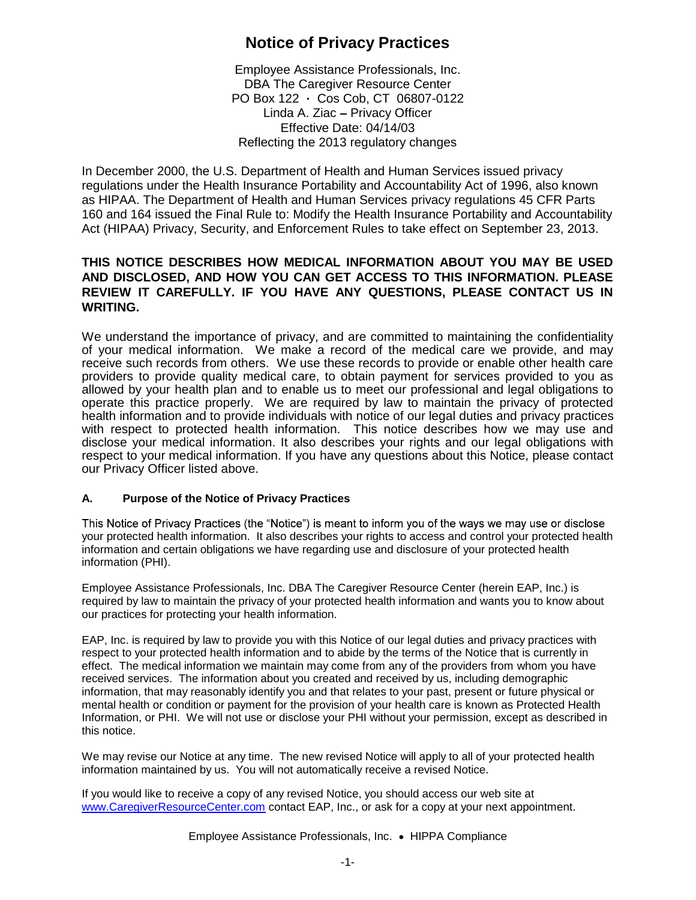# Notice of Privacy Practices

Employee Assistance Professionals, Inc.
DBA The Caregiver Resource Center
PO Box 122 · Cos Cob, CT 06807-0122
Linda A. Ziac – Privacy Officer
Effective Date: 04/14/03
Reflecting the 2013 regulatory changes

In December 2000, the U.S. Department of Health and Human Services issued privacy regulations under the Health Insurance Portability and Accountability Act of 1996, also known as HIPAA. The Department of Health and Human Services privacy regulations 45 CFR Parts 160 and 164 issued the Final Rule to: Modify the Health Insurance Portability and Accountability Act (HIPAA) Privacy, Security, and Enforcement Rules to take effect on September 23, 2013.

**THIS NOTICE DESCRIBES HOW MEDICAL INFORMATION ABOUT YOU MAY BE USED AND DISCLOSED, AND HOW YOU CAN GET ACCESS TO THIS INFORMATION. PLEASE REVIEW IT CAREFULLY. IF YOU HAVE ANY QUESTIONS, PLEASE CONTACT US IN WRITING.**

We understand the importance of privacy, and are committed to maintaining the confidentiality of your medical information. We make a record of the medical care we provide, and may receive such records from others. We use these records to provide or enable other health care providers to provide quality medical care, to obtain payment for services provided to you as allowed by your health plan and to enable us to meet our professional and legal obligations to operate this practice properly. We are required by law to maintain the privacy of protected health information and to provide individuals with notice of our legal duties and privacy practices with respect to protected health information. This notice describes how we may use and disclose your medical information. It also describes your rights and our legal obligations with respect to your medical information. If you have any questions about this Notice, please contact our Privacy Officer listed above.

### A. Purpose of the Notice of Privacy Practices

This Notice of Privacy Practices (the "Notice") is meant to inform you of the ways we may use or disclose your protected health information. It also describes your rights to access and control your protected health information and certain obligations we have regarding use and disclosure of your protected health information (PHI).

Employee Assistance Professionals, Inc. DBA The Caregiver Resource Center (herein EAP, Inc.) is required by law to maintain the privacy of your protected health information and wants you to know about our practices for protecting your health information.

EAP, Inc. is required by law to provide you with this Notice of our legal duties and privacy practices with respect to your protected health information and to abide by the terms of the Notice that is currently in effect. The medical information we maintain may come from any of the providers from whom you have received services. The information about you created and received by us, including demographic information, that may reasonably identify you and that relates to your past, present or future physical or mental health or condition or payment for the provision of your health care is known as Protected Health Information, or PHI. We will not use or disclose your PHI without your permission, except as described in this notice.

We may revise our Notice at any time. The new revised Notice will apply to all of your protected health information maintained by us. You will not automatically receive a revised Notice.

If you would like to receive a copy of any revised Notice, you should access our web site at www.CaregiverResourceCenter.com contact EAP, Inc., or ask for a copy at your next appointment.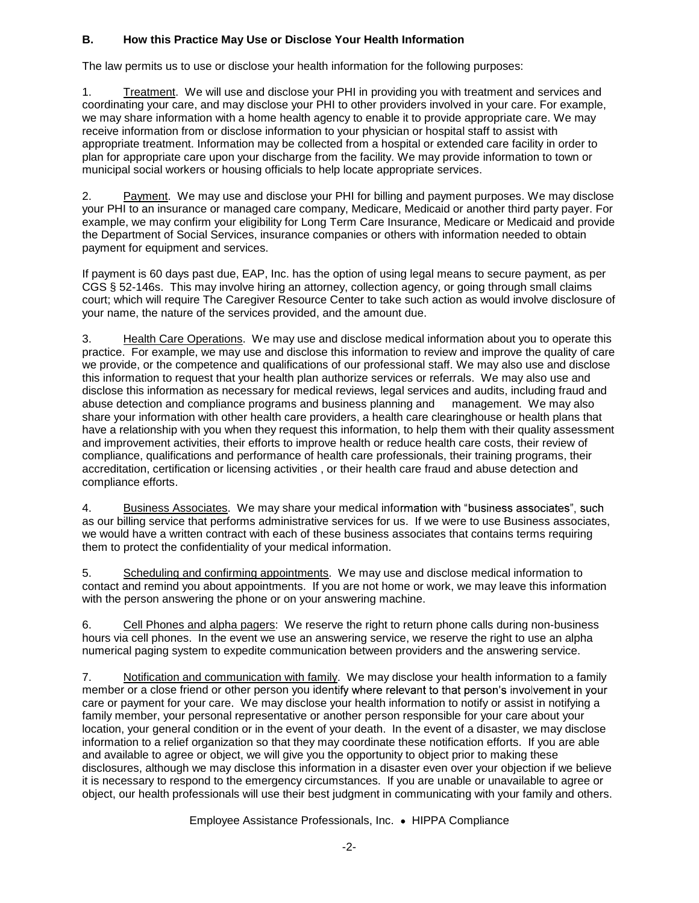### B. How this Practice May Use or Disclose Your Health Information

The law permits us to use or disclose your health information for the following purposes:

1. Treatment. We will use and disclose your PHI in providing you with treatment and services and coordinating your care, and may disclose your PHI to other providers involved in your care. For example, we may share information with a home health agency to enable it to provide appropriate care. We may receive information from or disclose information to your physician or hospital staff to assist with appropriate treatment. Information may be collected from a hospital or extended care facility in order to plan for appropriate care upon your discharge from the facility. We may provide information to town or municipal social workers or housing officials to help locate appropriate services.

2. Payment. We may use and disclose your PHI for billing and payment purposes. We may disclose your PHI to an insurance or managed care company, Medicare, Medicaid or another third party payer. For example, we may confirm your eligibility for Long Term Care Insurance, Medicare or Medicaid and provide the Department of Social Services, insurance companies or others with information needed to obtain payment for equipment and services.

If payment is 60 days past due, EAP, Inc. has the option of using legal means to secure payment, as per CGS § 52-146s. This may involve hiring an attorney, collection agency, or going through small claims court; which will require The Caregiver Resource Center to take such action as would involve disclosure of your name, the nature of the services provided, and the amount due.

3. Health Care Operations. We may use and disclose medical information about you to operate this practice. For example, we may use and disclose this information to review and improve the quality of care we provide, or the competence and qualifications of our professional staff. We may also use and disclose this information to request that your health plan authorize services or referrals. We may also use and disclose this information as necessary for medical reviews, legal services and audits, including fraud and abuse detection and compliance programs and business planning and management. We may also share your information with other health care providers, a health care clearinghouse or health plans that have a relationship with you when they request this information, to help them with their quality assessment and improvement activities, their efforts to improve health or reduce health care costs, their review of compliance, qualifications and performance of health care professionals, their training programs, their accreditation, certification or licensing activities , or their health care fraud and abuse detection and compliance efforts.

4. Business Associates. We may share your medical information with "business associates", such as our billing service that performs administrative services for us. If we were to use Business associates, we would have a written contract with each of these business associates that contains terms requiring them to protect the confidentiality of your medical information.

5. Scheduling and confirming appointments. We may use and disclose medical information to contact and remind you about appointments. If you are not home or work, we may leave this information with the person answering the phone or on your answering machine.

6. Cell Phones and alpha pagers: We reserve the right to return phone calls during non-business hours via cell phones. In the event we use an answering service, we reserve the right to use an alpha numerical paging system to expedite communication between providers and the answering service.

7. Notification and communication with family. We may disclose your health information to a family member or a close friend or other person you identify where relevant to that person's involvement in your care or payment for your care. We may disclose your health information to notify or assist in notifying a family member, your personal representative or another person responsible for your care about your location, your general condition or in the event of your death. In the event of a disaster, we may disclose information to a relief organization so that they may coordinate these notification efforts. If you are able and available to agree or object, we will give you the opportunity to object prior to making these disclosures, although we may disclose this information in a disaster even over your objection if we believe it is necessary to respond to the emergency circumstances. If you are unable or unavailable to agree or object, our health professionals will use their best judgment in communicating with your family and others.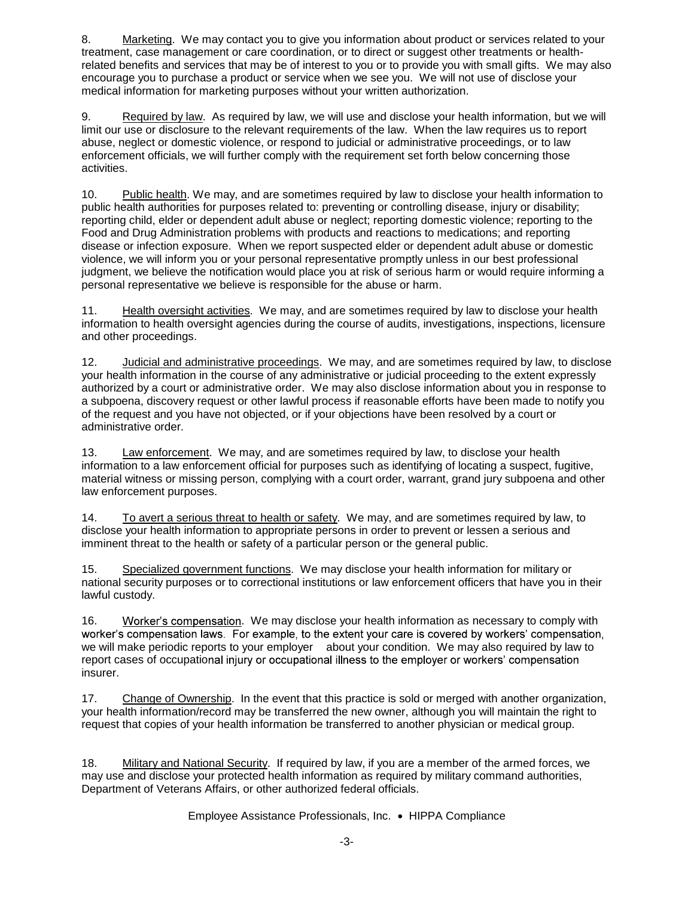8. Marketing. We may contact you to give you information about product or services related to your treatment, case management or care coordination, or to direct or suggest other treatments or health-related benefits and services that may be of interest to you or to provide you with small gifts. We may also encourage you to purchase a product or service when we see you. We will not use of disclose your medical information for marketing purposes without your written authorization.

9. Required by law. As required by law, we will use and disclose your health information, but we will limit our use or disclosure to the relevant requirements of the law. When the law requires us to report abuse, neglect or domestic violence, or respond to judicial or administrative proceedings, or to law enforcement officials, we will further comply with the requirement set forth below concerning those activities.

10. Public health. We may, and are sometimes required by law to disclose your health information to public health authorities for purposes related to: preventing or controlling disease, injury or disability; reporting child, elder or dependent adult abuse or neglect; reporting domestic violence; reporting to the Food and Drug Administration problems with products and reactions to medications; and reporting disease or infection exposure. When we report suspected elder or dependent adult abuse or domestic violence, we will inform you or your personal representative promptly unless in our best professional judgment, we believe the notification would place you at risk of serious harm or would require informing a personal representative we believe is responsible for the abuse or harm.

11. Health oversight activities. We may, and are sometimes required by law to disclose your health information to health oversight agencies during the course of audits, investigations, inspections, licensure and other proceedings.

12. Judicial and administrative proceedings. We may, and are sometimes required by law, to disclose your health information in the course of any administrative or judicial proceeding to the extent expressly authorized by a court or administrative order. We may also disclose information about you in response to a subpoena, discovery request or other lawful process if reasonable efforts have been made to notify you of the request and you have not objected, or if your objections have been resolved by a court or administrative order.

13. Law enforcement. We may, and are sometimes required by law, to disclose your health information to a law enforcement official for purposes such as identifying of locating a suspect, fugitive, material witness or missing person, complying with a court order, warrant, grand jury subpoena and other law enforcement purposes.

14. To avert a serious threat to health or safety. We may, and are sometimes required by law, to disclose your health information to appropriate persons in order to prevent or lessen a serious and imminent threat to the health or safety of a particular person or the general public.

15. Specialized government functions. We may disclose your health information for military or national security purposes or to correctional institutions or law enforcement officers that have you in their lawful custody.

16. Worker's compensation. We may disclose your health information as necessary to comply with worker's compensation laws. For example, to the extent your care is covered by workers' compensation, we will make periodic reports to your employer about your condition. We may also required by law to report cases of occupational injury or occupational illness to the employer or workers' compensation insurer.

17. Change of Ownership. In the event that this practice is sold or merged with another organization, your health information/record may be transferred the new owner, although you will maintain the right to request that copies of your health information be transferred to another physician or medical group.

18. Military and National Security. If required by law, if you are a member of the armed forces, we may use and disclose your protected health information as required by military command authorities, Department of Veterans Affairs, or other authorized federal officials.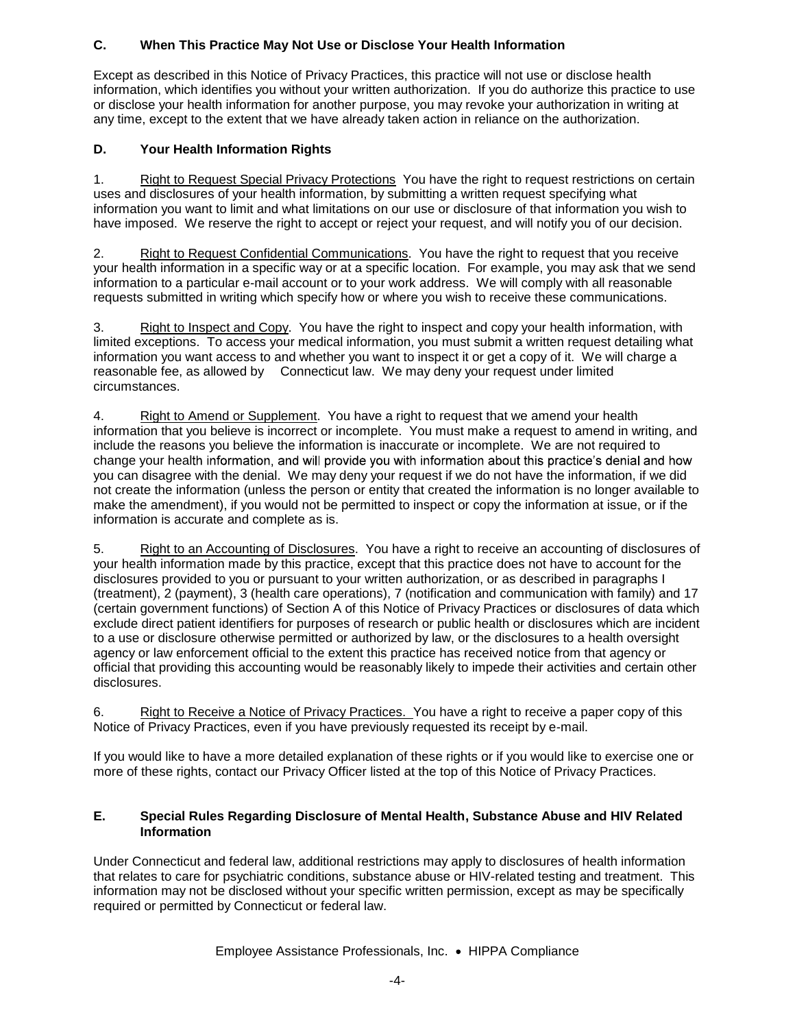### C. When This Practice May Not Use or Disclose Your Health Information

Except as described in this Notice of Privacy Practices, this practice will not use or disclose health information, which identifies you without your written authorization. If you do authorize this practice to use or disclose your health information for another purpose, you may revoke your authorization in writing at any time, except to the extent that we have already taken action in reliance on the authorization.

### D. Your Health Information Rights

1. Right to Request Special Privacy Protections You have the right to request restrictions on certain uses and disclosures of your health information, by submitting a written request specifying what information you want to limit and what limitations on our use or disclosure of that information you wish to have imposed. We reserve the right to accept or reject your request, and will notify you of our decision.

2. Right to Request Confidential Communications. You have the right to request that you receive your health information in a specific way or at a specific location. For example, you may ask that we send information to a particular e-mail account or to your work address. We will comply with all reasonable requests submitted in writing which specify how or where you wish to receive these communications.

3. Right to Inspect and Copy. You have the right to inspect and copy your health information, with limited exceptions. To access your medical information, you must submit a written request detailing what information you want access to and whether you want to inspect it or get a copy of it. We will charge a reasonable fee, as allowed by Connecticut law. We may deny your request under limited circumstances.

4. Right to Amend or Supplement. You have a right to request that we amend your health information that you believe is incorrect or incomplete. You must make a request to amend in writing, and include the reasons you believe the information is inaccurate or incomplete. We are not required to change your health information, and will provide you with information about this practice's denial and how you can disagree with the denial. We may deny your request if we do not have the information, if we did not create the information (unless the person or entity that created the information is no longer available to make the amendment), if you would not be permitted to inspect or copy the information at issue, or if the information is accurate and complete as is.

5. Right to an Accounting of Disclosures. You have a right to receive an accounting of disclosures of your health information made by this practice, except that this practice does not have to account for the disclosures provided to you or pursuant to your written authorization, or as described in paragraphs I (treatment), 2 (payment), 3 (health care operations), 7 (notification and communication with family) and 17 (certain government functions) of Section A of this Notice of Privacy Practices or disclosures of data which exclude direct patient identifiers for purposes of research or public health or disclosures which are incident to a use or disclosure otherwise permitted or authorized by law, or the disclosures to a health oversight agency or law enforcement official to the extent this practice has received notice from that agency or official that providing this accounting would be reasonably likely to impede their activities and certain other disclosures.

6. Right to Receive a Notice of Privacy Practices. You have a right to receive a paper copy of this Notice of Privacy Practices, even if you have previously requested its receipt by e-mail.

If you would like to have a more detailed explanation of these rights or if you would like to exercise one or more of these rights, contact our Privacy Officer listed at the top of this Notice of Privacy Practices.

### E. Special Rules Regarding Disclosure of Mental Health, Substance Abuse and HIV Related Information

Under Connecticut and federal law, additional restrictions may apply to disclosures of health information that relates to care for psychiatric conditions, substance abuse or HIV-related testing and treatment. This information may not be disclosed without your specific written permission, except as may be specifically required or permitted by Connecticut or federal law.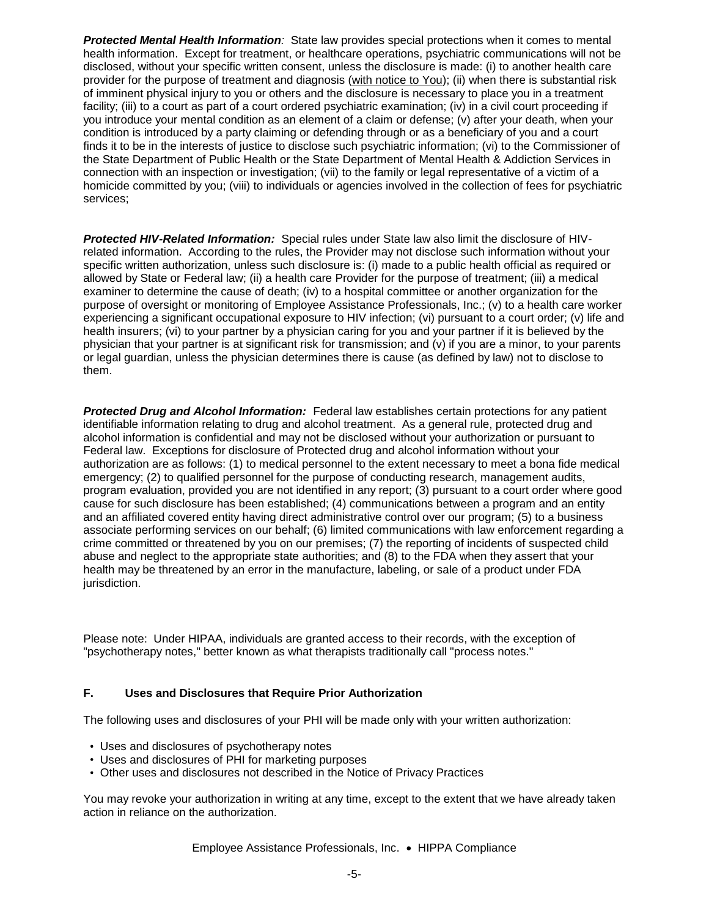***Protected Mental Health Information**:* State law provides special protections when it comes to mental health information. Except for treatment, or healthcare operations, psychiatric communications will not be disclosed, without your specific written consent, unless the disclosure is made: (i) to another health care provider for the purpose of treatment and diagnosis (<u>with notice to You</u>); (ii) when there is substantial risk of imminent physical injury to you or others and the disclosure is necessary to place you in a treatment facility; (iii) to a court as part of a court ordered psychiatric examination; (iv) in a civil court proceeding if you introduce your mental condition as an element of a claim or defense; (v) after your death, when your condition is introduced by a party claiming or defending through or as a beneficiary of you and a court finds it to be in the interests of justice to disclose such psychiatric information; (vi) to the Commissioner of the State Department of Public Health or the State Department of Mental Health & Addiction Services in connection with an inspection or investigation; (vii) to the family or legal representative of a victim of a homicide committed by you; (viii) to individuals or agencies involved in the collection of fees for psychiatric services;

***Protected HIV-Related Information:*** Special rules under State law also limit the disclosure of HIV-related information. According to the rules, the Provider may not disclose such information without your specific written authorization, unless such disclosure is: (i) made to a public health official as required or allowed by State or Federal law; (ii) a health care Provider for the purpose of treatment; (iii) a medical examiner to determine the cause of death; (iv) to a hospital committee or another organization for the purpose of oversight or monitoring of Employee Assistance Professionals, Inc.; (v) to a health care worker experiencing a significant occupational exposure to HIV infection; (vi) pursuant to a court order; (v) life and health insurers; (vi) to your partner by a physician caring for you and your partner if it is believed by the physician that your partner is at significant risk for transmission; and (v) if you are a minor, to your parents or legal guardian, unless the physician determines there is cause (as defined by law) not to disclose to them.

***Protected Drug and Alcohol Information:*** Federal law establishes certain protections for any patient identifiable information relating to drug and alcohol treatment. As a general rule, protected drug and alcohol information is confidential and may not be disclosed without your authorization or pursuant to Federal law. Exceptions for disclosure of Protected drug and alcohol information without your authorization are as follows: (1) to medical personnel to the extent necessary to meet a bona fide medical emergency; (2) to qualified personnel for the purpose of conducting research, management audits, program evaluation, provided you are not identified in any report; (3) pursuant to a court order where good cause for such disclosure has been established; (4) communications between a program and an entity and an affiliated covered entity having direct administrative control over our program; (5) to a business associate performing services on our behalf; (6) limited communications with law enforcement regarding a crime committed or threatened by you on our premises; (7) the reporting of incidents of suspected child abuse and neglect to the appropriate state authorities; and (8) to the FDA when they assert that your health may be threatened by an error in the manufacture, labeling, or sale of a product under FDA jurisdiction.

Please note: Under HIPAA, individuals are granted access to their records, with the exception of "psychotherapy notes," better known as what therapists traditionally call "process notes."

### F. Uses and Disclosures that Require Prior Authorization

The following uses and disclosures of your PHI will be made only with your written authorization:

- Uses and disclosures of psychotherapy notes
- Uses and disclosures of PHI for marketing purposes
- Other uses and disclosures not described in the Notice of Privacy Practices

You may revoke your authorization in writing at any time, except to the extent that we have already taken action in reliance on the authorization.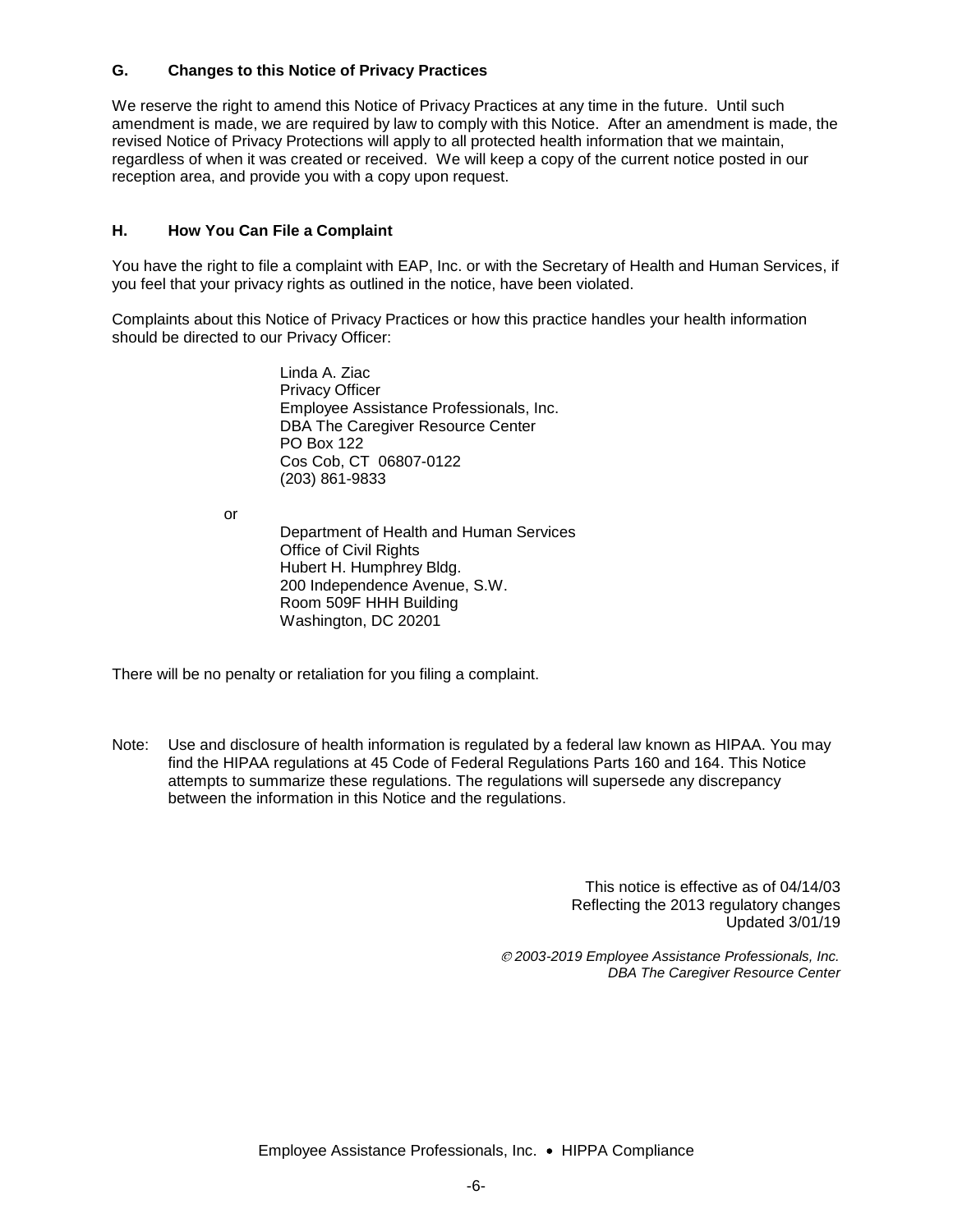## G. Changes to this Notice of Privacy Practices

We reserve the right to amend this Notice of Privacy Practices at any time in the future. Until such amendment is made, we are required by law to comply with this Notice. After an amendment is made, the revised Notice of Privacy Protections will apply to all protected health information that we maintain, regardless of when it was created or received. We will keep a copy of the current notice posted in our reception area, and provide you with a copy upon request.

## H. How You Can File a Complaint

You have the right to file a complaint with EAP, Inc. or with the Secretary of Health and Human Services, if you feel that your privacy rights as outlined in the notice, have been violated.

Complaints about this Notice of Privacy Practices or how this practice handles your health information should be directed to our Privacy Officer:

Linda A. Ziac
Privacy Officer
Employee Assistance Professionals, Inc.
DBA The Caregiver Resource Center
PO Box 122
Cos Cob, CT 06807-0122
(203) 861-9833

or

Department of Health and Human Services
Office of Civil Rights
Hubert H. Humphrey Bldg.
200 Independence Avenue, S.W.
Room 509F HHH Building
Washington, DC 20201

There will be no penalty or retaliation for you filing a complaint.

Note: Use and disclosure of health information is regulated by a federal law known as HIPAA. You may find the HIPAA regulations at 45 Code of Federal Regulations Parts 160 and 164. This Notice attempts to summarize these regulations. The regulations will supersede any discrepancy between the information in this Notice and the regulations.

This notice is effective as of 04/14/03
Reflecting the 2013 regulatory changes
Updated 3/01/19

*© 2003-2019 Employee Assistance Professionals, Inc.*
*DBA The Caregiver Resource Center*